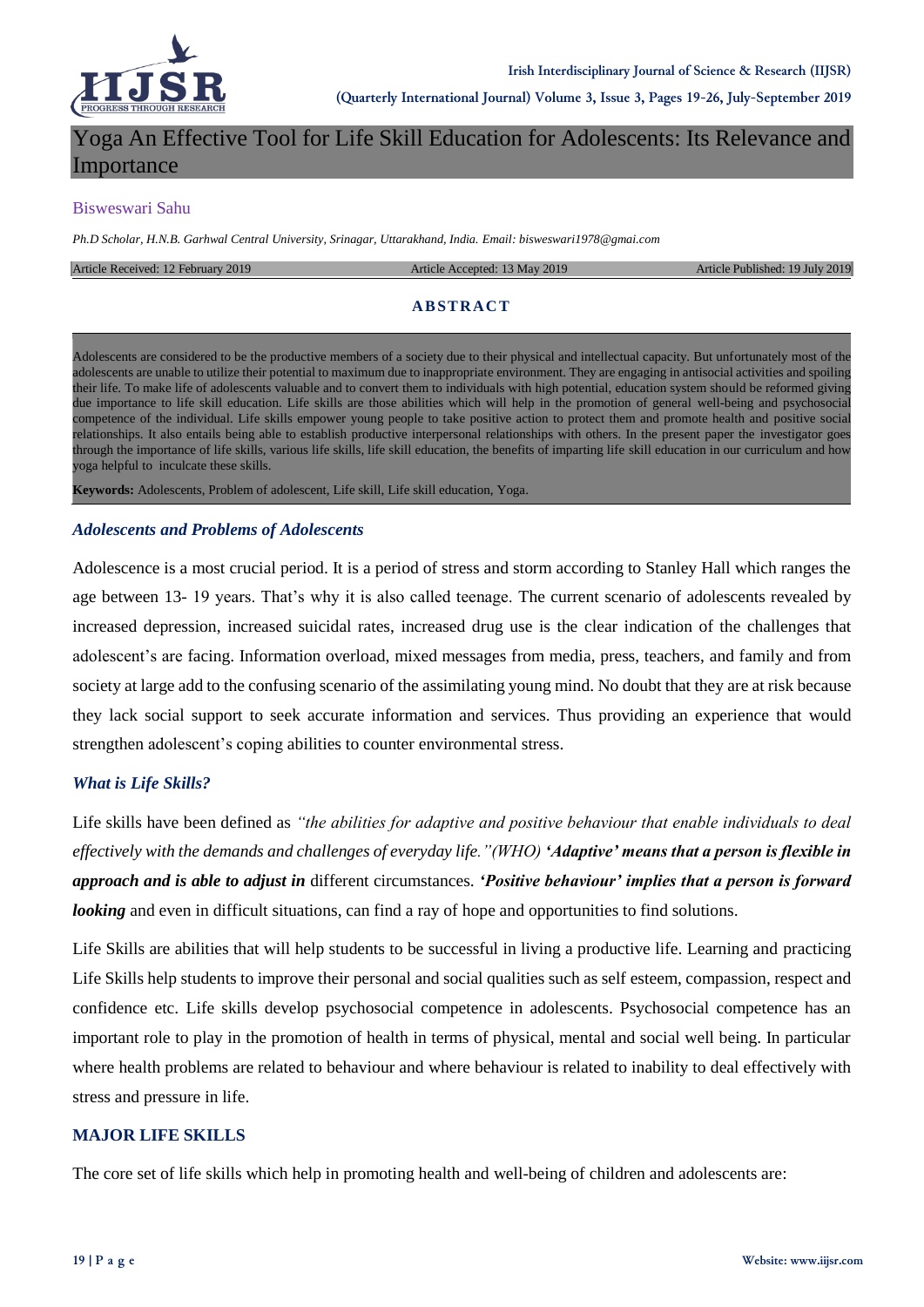# Yoga An Effective Tool for Life Skill Education for Adolescents: Its Relevance and Importance

Bisweswari Sahu

*Ph.D Scholar, H.N.B. Garhwal Central University, Srinagar, Uttarakhand, India. Email: bisweswari1978@gmai.com*

Article Received: 12 February 2019 | Article Accepted: 13 May 2019 | Article Published: 19 July 2019

## ABSTRACT

Adolescents are considered to be the productive members of a society due to their physical and intellectual capacity. But unfortunately most of the adolescents are unable to utilize their potential to maximum due to inappropriate environment. They are engaging in antisocial activities and spoiling their life. To make life of adolescents valuable and to convert them to individuals with high potential, education system should be reformed giving due importance to life skill education. Life skills are those abilities which will help in the promotion of general well-being and psychosocial competence of the individual. Life skills empower young people to take positive action to protect them and promote health and positive social relationships. It also entails being able to establish productive interpersonal relationships with others. In the present paper the investigator goes through the importance of life skills, various life skills, life skill education, the benefits of imparting life skill education in our curriculum and how yoga helpful to inculcate these skills.

**Keywords:** Adolescents, Problem of adolescent, Life skill, Life skill education, Yoga.

### *Adolescents and Problems of Adolescents*

Adolescence is a most crucial period. It is a period of stress and storm according to Stanley Hall which ranges the age between 13- 19 years. That's why it is also called teenage. The current scenario of adolescents revealed by increased depression, increased suicidal rates, increased drug use is the clear indication of the challenges that adolescent's are facing. Information overload, mixed messages from media, press, teachers, and family and from society at large add to the confusing scenario of the assimilating young mind. No doubt that they are at risk because they lack social support to seek accurate information and services. Thus providing an experience that would strengthen adolescent's coping abilities to counter environmental stress.

### *What is Life Skills?*

Life skills have been defined as *"the abilities for adaptive and positive behaviour that enable individuals to deal effectively with the demands and challenges of everyday life."(WHO)* ***'Adaptive' means that a person is flexible in approach and is able to adjust in*** different circumstances. ***'Positive behaviour' implies that a person is forward looking*** and even in difficult situations, can find a ray of hope and opportunities to find solutions.

Life Skills are abilities that will help students to be successful in living a productive life. Learning and practicing Life Skills help students to improve their personal and social qualities such as self esteem, compassion, respect and confidence etc. Life skills develop psychosocial competence in adolescents. Psychosocial competence has an important role to play in the promotion of health in terms of physical, mental and social well being. In particular where health problems are related to behaviour and where behaviour is related to inability to deal effectively with stress and pressure in life.

### MAJOR LIFE SKILLS

The core set of life skills which help in promoting health and well-being of children and adolescents are: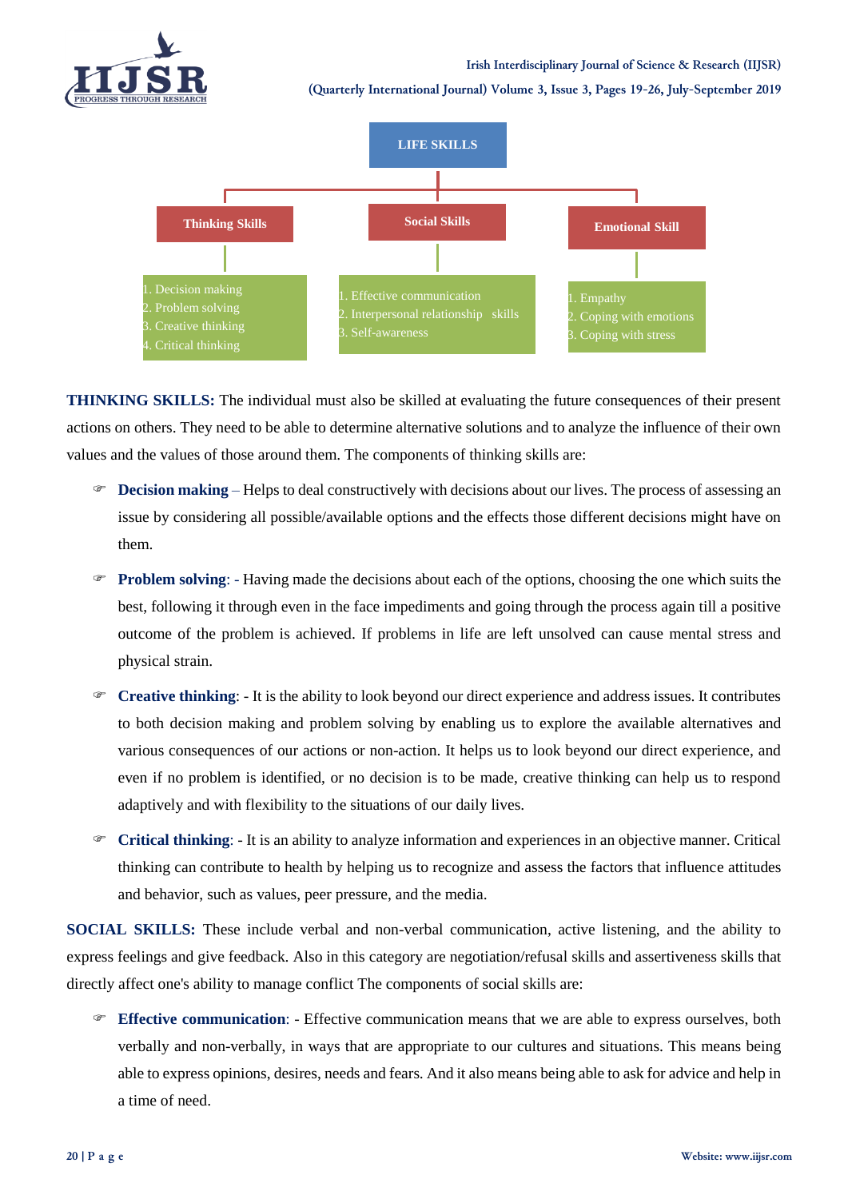**LIFE SKILLS**

- **Thinking Skills**
  1. Decision making
  2. Problem solving
  3. Creative thinking
  4. Critical thinking
- **Social Skills**
  1. Effective communication
  2. Interpersonal relationship skills
  3. Self-awareness
- **Emotional Skill**
  1. Empathy
  2. Coping with emotions
  3. Coping with stress

**THINKING SKILLS:** The individual must also be skilled at evaluating the future consequences of their present actions on others. They need to be able to determine alternative solutions and to analyze the influence of their own values and the values of those around them. The components of thinking skills are:

- **Decision making** – Helps to deal constructively with decisions about our lives. The process of assessing an issue by considering all possible/available options and the effects those different decisions might have on them.
- **Problem solving**: - Having made the decisions about each of the options, choosing the one which suits the best, following it through even in the face impediments and going through the process again till a positive outcome of the problem is achieved. If problems in life are left unsolved can cause mental stress and physical strain.
- **Creative thinking**: - It is the ability to look beyond our direct experience and address issues. It contributes to both decision making and problem solving by enabling us to explore the available alternatives and various consequences of our actions or non-action. It helps us to look beyond our direct experience, and even if no problem is identified, or no decision is to be made, creative thinking can help us to respond adaptively and with flexibility to the situations of our daily lives.
- **Critical thinking**: - It is an ability to analyze information and experiences in an objective manner. Critical thinking can contribute to health by helping us to recognize and assess the factors that influence attitudes and behavior, such as values, peer pressure, and the media.

**SOCIAL SKILLS:** These include verbal and non-verbal communication, active listening, and the ability to express feelings and give feedback. Also in this category are negotiation/refusal skills and assertiveness skills that directly affect one's ability to manage conflict The components of social skills are:

- **Effective communication**: - Effective communication means that we are able to express ourselves, both verbally and non-verbally, in ways that are appropriate to our cultures and situations. This means being able to express opinions, desires, needs and fears. And it also means being able to ask for advice and help in a time of need.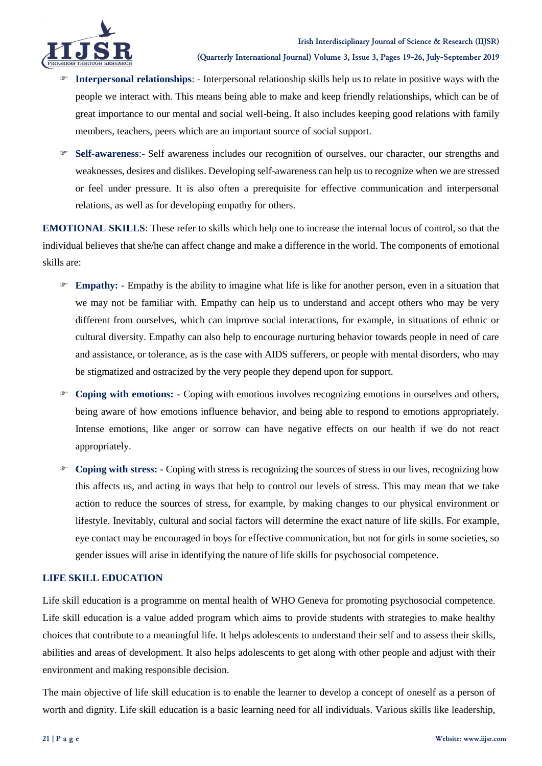- **Interpersonal relationships**: - Interpersonal relationship skills help us to relate in positive ways with the people we interact with. This means being able to make and keep friendly relationships, which can be of great importance to our mental and social well-being. It also includes keeping good relations with family members, teachers, peers which are an important source of social support.
- **Self-awareness**:- Self awareness includes our recognition of ourselves, our character, our strengths and weaknesses, desires and dislikes. Developing self-awareness can help us to recognize when we are stressed or feel under pressure. It is also often a prerequisite for effective communication and interpersonal relations, as well as for developing empathy for others.

**EMOTIONAL SKILLS**: These refer to skills which help one to increase the internal locus of control, so that the individual believes that she/he can affect change and make a difference in the world. The components of emotional skills are:

- **Empathy: -** Empathy is the ability to imagine what life is like for another person, even in a situation that we may not be familiar with. Empathy can help us to understand and accept others who may be very different from ourselves, which can improve social interactions, for example, in situations of ethnic or cultural diversity. Empathy can also help to encourage nurturing behavior towards people in need of care and assistance, or tolerance, as is the case with AIDS sufferers, or people with mental disorders, who may be stigmatized and ostracized by the very people they depend upon for support.
- **Coping with emotions: -** Coping with emotions involves recognizing emotions in ourselves and others, being aware of how emotions influence behavior, and being able to respond to emotions appropriately. Intense emotions, like anger or sorrow can have negative effects on our health if we do not react appropriately.
- **Coping with stress: -** Coping with stress is recognizing the sources of stress in our lives, recognizing how this affects us, and acting in ways that help to control our levels of stress. This may mean that we take action to reduce the sources of stress, for example, by making changes to our physical environment or lifestyle. Inevitably, cultural and social factors will determine the exact nature of life skills. For example, eye contact may be encouraged in boys for effective communication, but not for girls in some societies, so gender issues will arise in identifying the nature of life skills for psychosocial competence.

## LIFE SKILL EDUCATION

Life skill education is a programme on mental health of WHO Geneva for promoting psychosocial competence. Life skill education is a value added program which aims to provide students with strategies to make healthy choices that contribute to a meaningful life. It helps adolescents to understand their self and to assess their skills, abilities and areas of development. It also helps adolescents to get along with other people and adjust with their environment and making responsible decision.

The main objective of life skill education is to enable the learner to develop a concept of oneself as a person of worth and dignity. Life skill education is a basic learning need for all individuals. Various skills like leadership,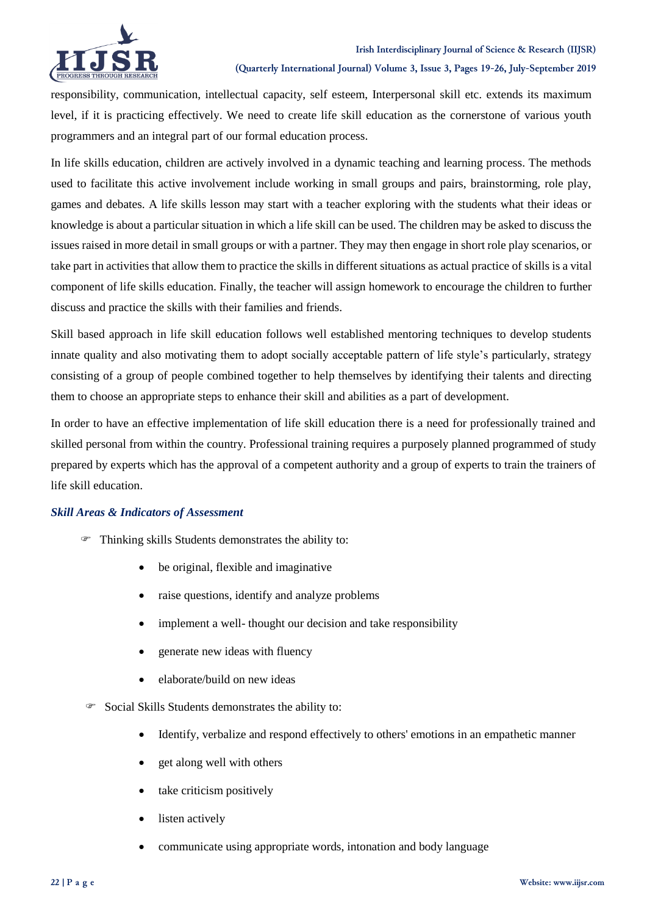responsibility, communication, intellectual capacity, self esteem, Interpersonal skill etc. extends its maximum level, if it is practicing effectively. We need to create life skill education as the cornerstone of various youth programmers and an integral part of our formal education process.

In life skills education, children are actively involved in a dynamic teaching and learning process. The methods used to facilitate this active involvement include working in small groups and pairs, brainstorming, role play, games and debates. A life skills lesson may start with a teacher exploring with the students what their ideas or knowledge is about a particular situation in which a life skill can be used. The children may be asked to discuss the issues raised in more detail in small groups or with a partner. They may then engage in short role play scenarios, or take part in activities that allow them to practice the skills in different situations as actual practice of skills is a vital component of life skills education. Finally, the teacher will assign homework to encourage the children to further discuss and practice the skills with their families and friends.

Skill based approach in life skill education follows well established mentoring techniques to develop students innate quality and also motivating them to adopt socially acceptable pattern of life style's particularly, strategy consisting of a group of people combined together to help themselves by identifying their talents and directing them to choose an appropriate steps to enhance their skill and abilities as a part of development.

In order to have an effective implementation of life skill education there is a need for professionally trained and skilled personal from within the country. Professional training requires a purposely planned programmed of study prepared by experts which has the approval of a competent authority and a group of experts to train the trainers of life skill education.

### *Skill Areas & Indicators of Assessment*

- Thinking skills Students demonstrates the ability to:
  - be original, flexible and imaginative
  - raise questions, identify and analyze problems
  - implement a well- thought our decision and take responsibility
  - generate new ideas with fluency
  - elaborate/build on new ideas
- Social Skills Students demonstrates the ability to:
  - Identify, verbalize and respond effectively to others' emotions in an empathetic manner
  - get along well with others
  - take criticism positively
  - listen actively
  - communicate using appropriate words, intonation and body language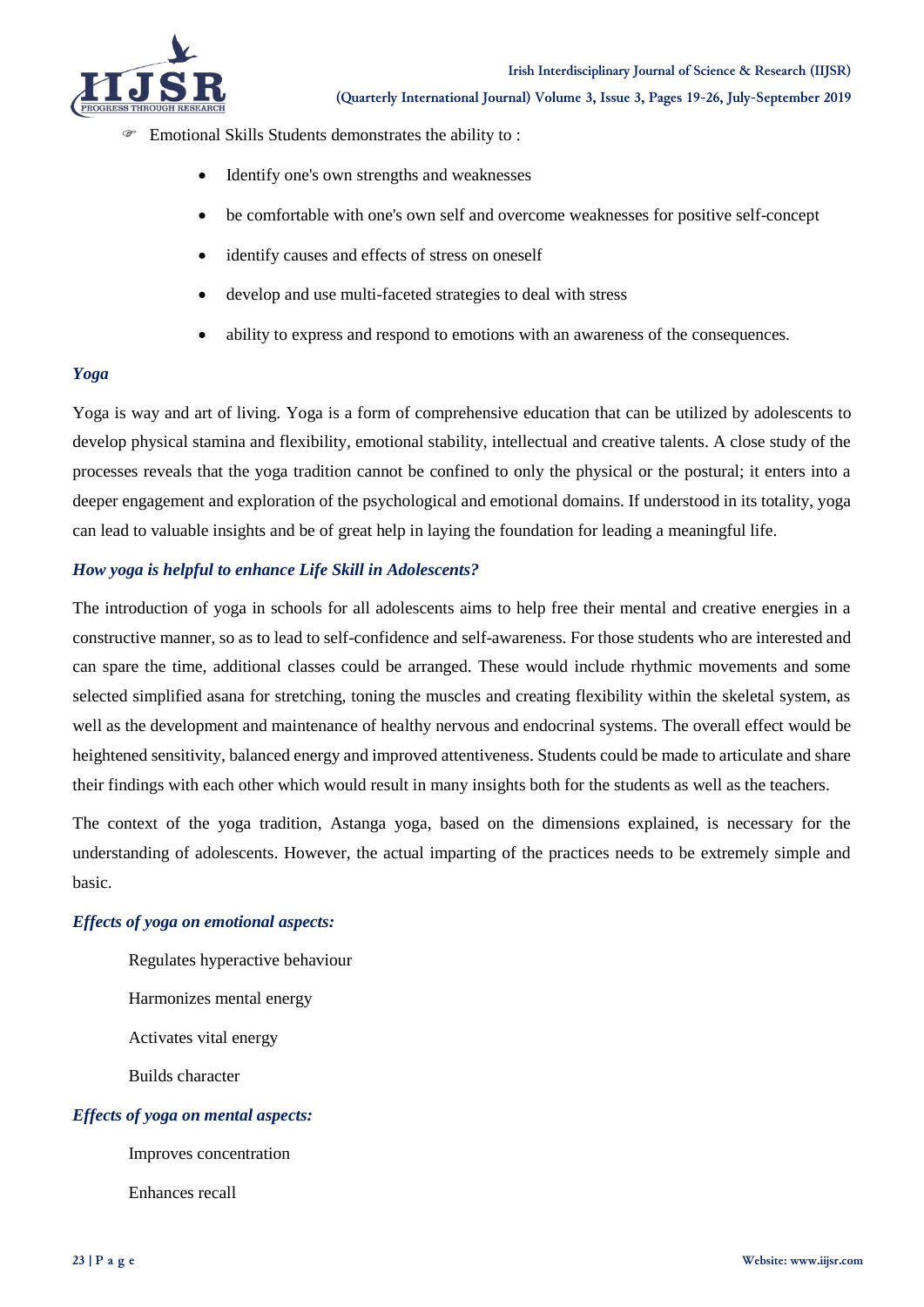☞ Emotional Skills Students demonstrates the ability to :

- Identify one's own strengths and weaknesses
- be comfortable with one's own self and overcome weaknesses for positive self-concept
- identify causes and effects of stress on oneself
- develop and use multi-faceted strategies to deal with stress
- ability to express and respond to emotions with an awareness of the consequences.

### *Yoga*

Yoga is way and art of living. Yoga is a form of comprehensive education that can be utilized by adolescents to develop physical stamina and flexibility, emotional stability, intellectual and creative talents. A close study of the processes reveals that the yoga tradition cannot be confined to only the physical or the postural; it enters into a deeper engagement and exploration of the psychological and emotional domains. If understood in its totality, yoga can lead to valuable insights and be of great help in laying the foundation for leading a meaningful life.

### *How yoga is helpful to enhance Life Skill in Adolescents?*

The introduction of yoga in schools for all adolescents aims to help free their mental and creative energies in a constructive manner, so as to lead to self-confidence and self-awareness. For those students who are interested and can spare the time, additional classes could be arranged. These would include rhythmic movements and some selected simplified asana for stretching, toning the muscles and creating flexibility within the skeletal system, as well as the development and maintenance of healthy nervous and endocrinal systems. The overall effect would be heightened sensitivity, balanced energy and improved attentiveness. Students could be made to articulate and share their findings with each other which would result in many insights both for the students as well as the teachers.

The context of the yoga tradition, Astanga yoga, based on the dimensions explained, is necessary for the understanding of adolescents. However, the actual imparting of the practices needs to be extremely simple and basic.

### *Effects of yoga on emotional aspects:*

Regulates hyperactive behaviour

Harmonizes mental energy

Activates vital energy

Builds character

### *Effects of yoga on mental aspects:*

Improves concentration

Enhances recall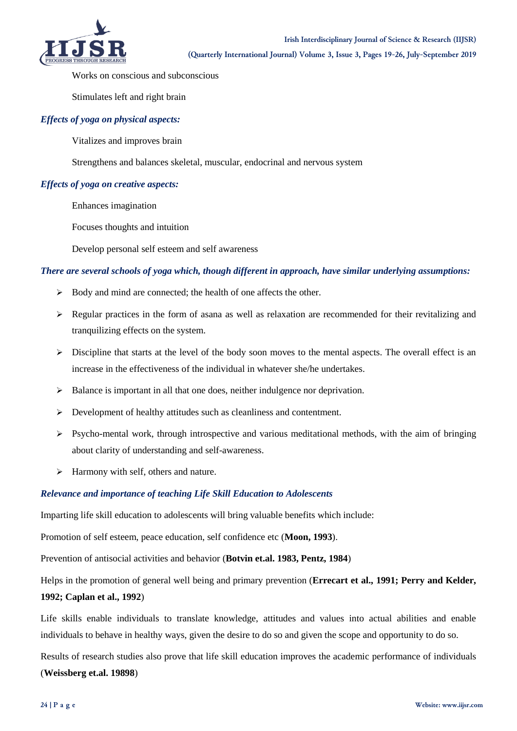Works on conscious and subconscious

Stimulates left and right brain

***Effects of yoga on physical aspects:***

Vitalizes and improves brain

Strengthens and balances skeletal, muscular, endocrinal and nervous system

***Effects of yoga on creative aspects:***

Enhances imagination

Focuses thoughts and intuition

Develop personal self esteem and self awareness

***There are several schools of yoga which, though different in approach, have similar underlying assumptions:***

- Body and mind are connected; the health of one affects the other.
- Regular practices in the form of asana as well as relaxation are recommended for their revitalizing and tranquilizing effects on the system.
- Discipline that starts at the level of the body soon moves to the mental aspects. The overall effect is an increase in the effectiveness of the individual in whatever she/he undertakes.
- Balance is important in all that one does, neither indulgence nor deprivation.
- Development of healthy attitudes such as cleanliness and contentment.
- Psycho-mental work, through introspective and various meditational methods, with the aim of bringing about clarity of understanding and self-awareness.
- Harmony with self, others and nature.

***Relevance and importance of teaching Life Skill Education to Adolescents***

Imparting life skill education to adolescents will bring valuable benefits which include:

Promotion of self esteem, peace education, self confidence etc (**Moon, 1993**).

Prevention of antisocial activities and behavior (**Botvin et.al. 1983, Pentz, 1984**)

Helps in the promotion of general well being and primary prevention (**Errecart et al., 1991; Perry and Kelder, 1992; Caplan et al., 1992**)

Life skills enable individuals to translate knowledge, attitudes and values into actual abilities and enable individuals to behave in healthy ways, given the desire to do so and given the scope and opportunity to do so.

Results of research studies also prove that life skill education improves the academic performance of individuals (**Weissberg et.al. 19898**)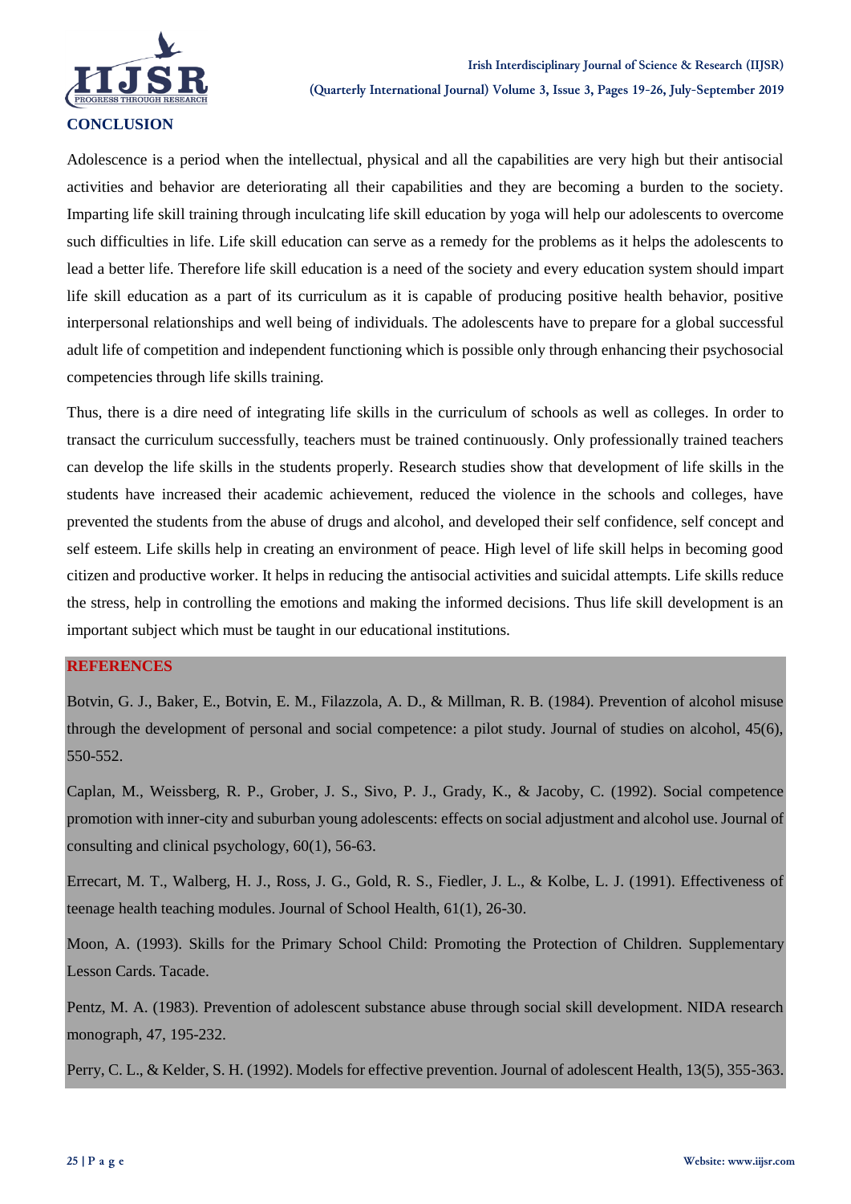## CONCLUSION

Adolescence is a period when the intellectual, physical and all the capabilities are very high but their antisocial activities and behavior are deteriorating all their capabilities and they are becoming a burden to the society. Imparting life skill training through inculcating life skill education by yoga will help our adolescents to overcome such difficulties in life. Life skill education can serve as a remedy for the problems as it helps the adolescents to lead a better life. Therefore life skill education is a need of the society and every education system should impart life skill education as a part of its curriculum as it is capable of producing positive health behavior, positive interpersonal relationships and well being of individuals. The adolescents have to prepare for a global successful adult life of competition and independent functioning which is possible only through enhancing their psychosocial competencies through life skills training.

Thus, there is a dire need of integrating life skills in the curriculum of schools as well as colleges. In order to transact the curriculum successfully, teachers must be trained continuously. Only professionally trained teachers can develop the life skills in the students properly. Research studies show that development of life skills in the students have increased their academic achievement, reduced the violence in the schools and colleges, have prevented the students from the abuse of drugs and alcohol, and developed their self confidence, self concept and self esteem. Life skills help in creating an environment of peace. High level of life skill helps in becoming good citizen and productive worker. It helps in reducing the antisocial activities and suicidal attempts. Life skills reduce the stress, help in controlling the emotions and making the informed decisions. Thus life skill development is an important subject which must be taught in our educational institutions.

## REFERENCES

Botvin, G. J., Baker, E., Botvin, E. M., Filazzola, A. D., & Millman, R. B. (1984). Prevention of alcohol misuse through the development of personal and social competence: a pilot study. Journal of studies on alcohol, 45(6), 550-552.

Caplan, M., Weissberg, R. P., Grober, J. S., Sivo, P. J., Grady, K., & Jacoby, C. (1992). Social competence promotion with inner-city and suburban young adolescents: effects on social adjustment and alcohol use. Journal of consulting and clinical psychology, 60(1), 56-63.

Errecart, M. T., Walberg, H. J., Ross, J. G., Gold, R. S., Fiedler, J. L., & Kolbe, L. J. (1991). Effectiveness of teenage health teaching modules. Journal of School Health, 61(1), 26-30.

Moon, A. (1993). Skills for the Primary School Child: Promoting the Protection of Children. Supplementary Lesson Cards. Tacade.

Pentz, M. A. (1983). Prevention of adolescent substance abuse through social skill development. NIDA research monograph, 47, 195-232.

Perry, C. L., & Kelder, S. H. (1992). Models for effective prevention. Journal of adolescent Health, 13(5), 355-363.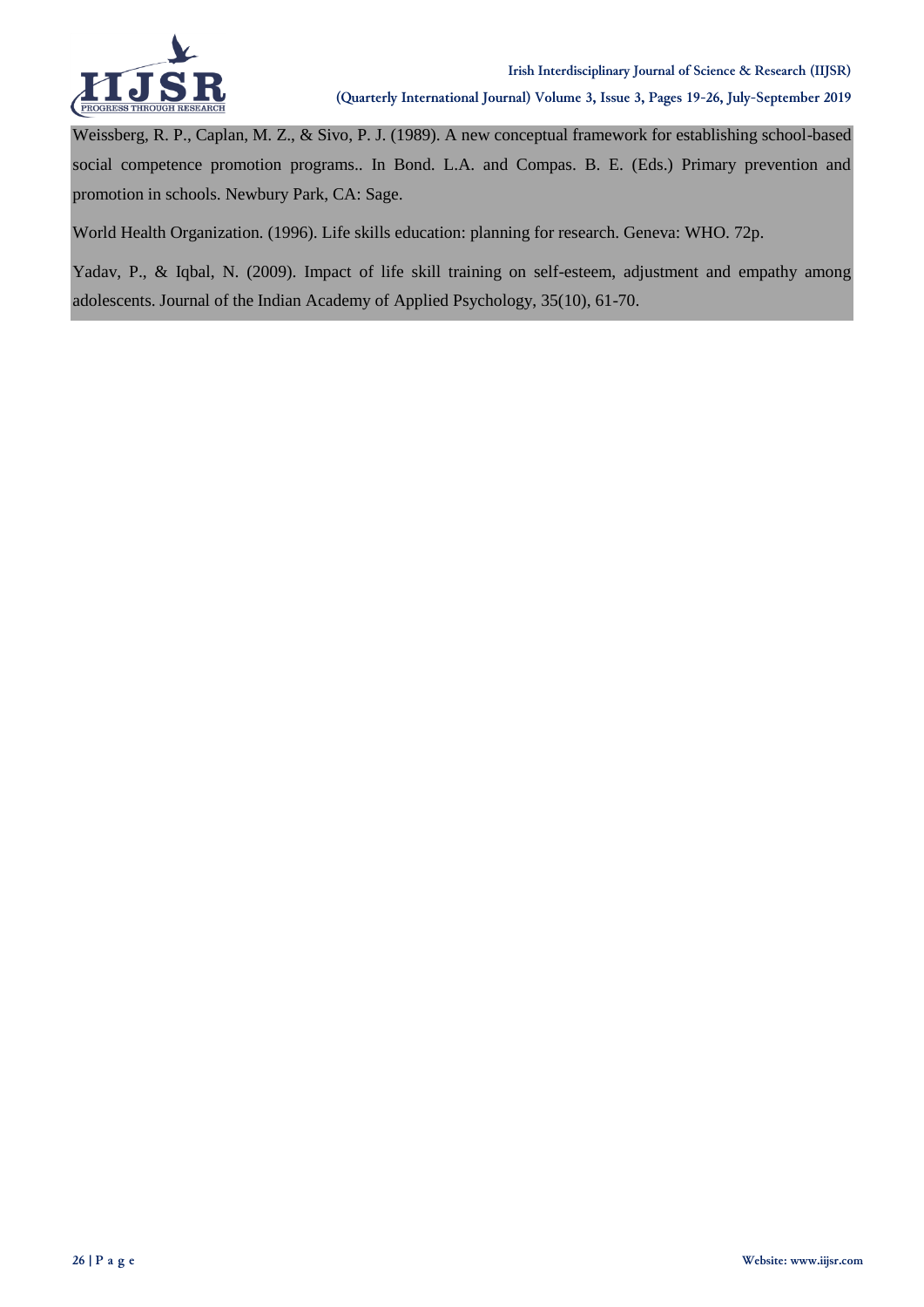Weissberg, R. P., Caplan, M. Z., & Sivo, P. J. (1989). A new conceptual framework for establishing school-based social competence promotion programs.. In Bond. L.A. and Compas. B. E. (Eds.) Primary prevention and promotion in schools. Newbury Park, CA: Sage.

World Health Organization. (1996). Life skills education: planning for research. Geneva: WHO. 72p.

Yadav, P., & Iqbal, N. (2009). Impact of life skill training on self-esteem, adjustment and empathy among adolescents. Journal of the Indian Academy of Applied Psychology, 35(10), 61-70.